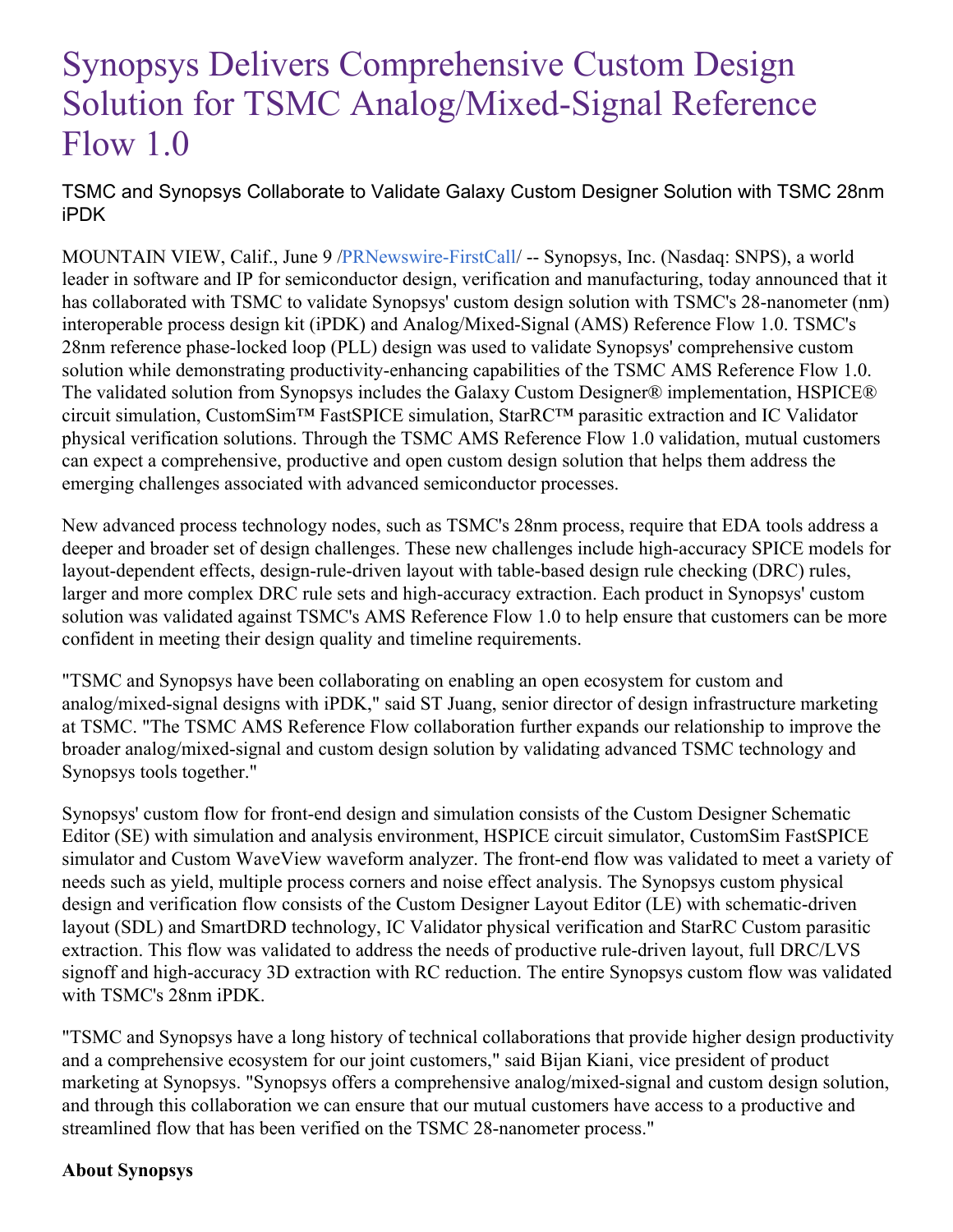# Synopsys Delivers Comprehensive Custom Design Solution for TSMC Analog/Mixed-Signal Reference Flow 1.0

## TSMC and Synopsys Collaborate to Validate Galaxy Custom Designer Solution with TSMC 28nm iPDK

MOUNTAIN VIEW, Calif., June 9 /PRNewswire-FirstCall/ -- Synopsys, Inc. (Nasdaq: SNPS), a world leader in software and IP for semiconductor design, verification and manufacturing, today announced that it has collaborated with TSMC to validate Synopsys' custom design solution with TSMC's 28-nanometer (nm) interoperable process design kit (iPDK) and Analog/Mixed-Signal (AMS) Reference Flow 1.0. TSMC's 28nm reference phase-locked loop (PLL) design was used to validate Synopsys' comprehensive custom solution while demonstrating productivity-enhancing capabilities of the TSMC AMS Reference Flow 1.0. The validated solution from Synopsys includes the Galaxy Custom Designer® implementation, HSPICE® circuit simulation, CustomSim™ FastSPICE simulation, StarRC™ parasitic extraction and IC Validator physical verification solutions. Through the TSMC AMS Reference Flow 1.0 validation, mutual customers can expect a comprehensive, productive and open custom design solution that helps them address the emerging challenges associated with advanced semiconductor processes.

New advanced process technology nodes, such as TSMC's 28nm process, require that EDA tools address a deeper and broader set of design challenges. These new challenges include high-accuracy SPICE models for layout-dependent effects, design-rule-driven layout with table-based design rule checking (DRC) rules, larger and more complex DRC rule sets and high-accuracy extraction. Each product in Synopsys' custom solution was validated against TSMC's AMS Reference Flow 1.0 to help ensure that customers can be more confident in meeting their design quality and timeline requirements.

"TSMC and Synopsys have been collaborating on enabling an open ecosystem for custom and analog/mixed-signal designs with iPDK," said ST Juang, senior director of design infrastructure marketing at TSMC. "The TSMC AMS Reference Flow collaboration further expands our relationship to improve the broader analog/mixed-signal and custom design solution by validating advanced TSMC technology and Synopsys tools together."

Synopsys' custom flow for front-end design and simulation consists of the Custom Designer Schematic Editor (SE) with simulation and analysis environment, HSPICE circuit simulator, CustomSim FastSPICE simulator and Custom WaveView waveform analyzer. The front-end flow was validated to meet a variety of needs such as yield, multiple process corners and noise effect analysis. The Synopsys custom physical design and verification flow consists of the Custom Designer Layout Editor (LE) with schematic-driven layout (SDL) and SmartDRD technology, IC Validator physical verification and StarRC Custom parasitic extraction. This flow was validated to address the needs of productive rule-driven layout, full DRC/LVS signoff and high-accuracy 3D extraction with RC reduction. The entire Synopsys custom flow was validated with TSMC's 28nm iPDK.

"TSMC and Synopsys have a long history of technical collaborations that provide higher design productivity and a comprehensive ecosystem for our joint customers," said Bijan Kiani, vice president of product marketing at Synopsys. "Synopsys offers a comprehensive analog/mixed-signal and custom design solution, and through this collaboration we can ensure that our mutual customers have access to a productive and streamlined flow that has been verified on the TSMC 28-nanometer process."

**About Synopsys**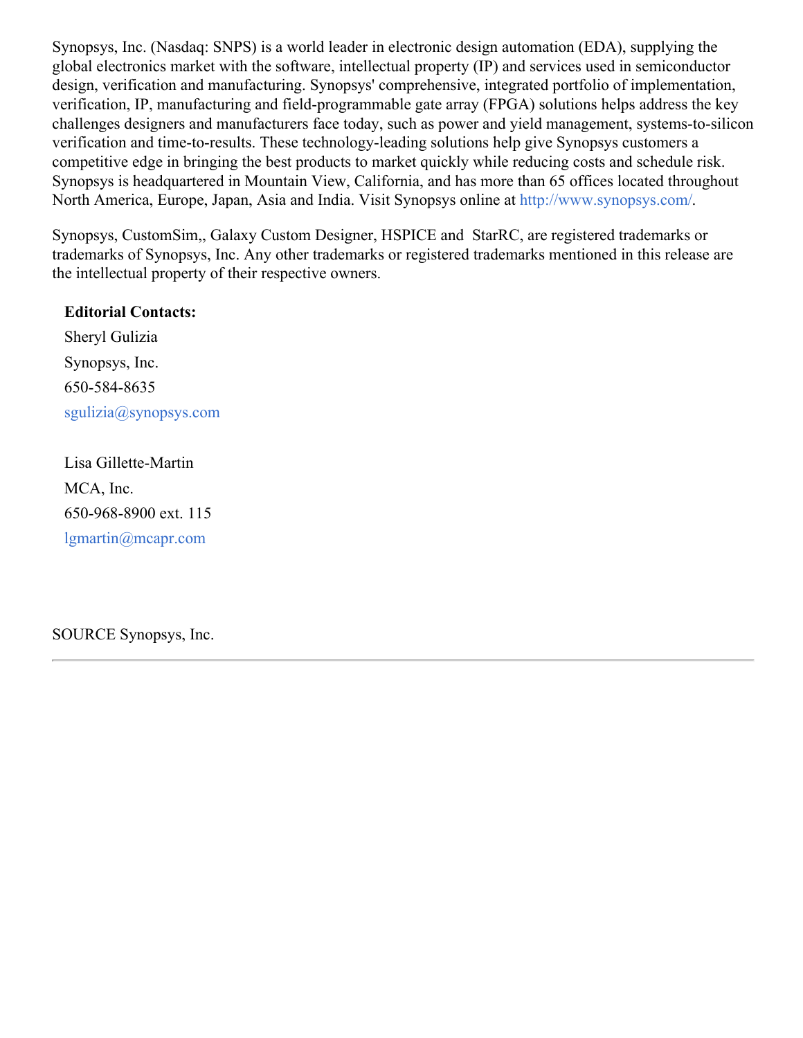Synopsys, Inc. (Nasdaq: SNPS) is a world leader in electronic design automation (EDA), supplying the global electronics market with the software, intellectual property (IP) and services used in semiconductor design, verification and manufacturing. Synopsys' comprehensive, integrated portfolio of implementation, verification, IP, manufacturing and field-programmable gate array (FPGA) solutions helps address the key challenges designers and manufacturers face today, such as power and yield management, systems-to-silicon verification and time-to-results. These technology-leading solutions help give Synopsys customers a competitive edge in bringing the best products to market quickly while reducing costs and schedule risk. Synopsys is headquartered in Mountain View, California, and has more than 65 offices located throughout North America, Europe, Japan, Asia and India. Visit Synopsys online at http://www.synopsys.com/.

Synopsys, CustomSim,, Galaxy Custom Designer, HSPICE and StarRC, are registered trademarks or trademarks of Synopsys, Inc. Any other trademarks or registered trademarks mentioned in this release are the intellectual property of their respective owners.

**Editorial Contacts:**

Sheryl Gulizia
Synopsys, Inc.
650-584-8635
sgulizia@synopsys.com

Lisa Gillette-Martin
MCA, Inc.
650-968-8900 ext. 115
lgmartin@mcapr.com

SOURCE Synopsys, Inc.